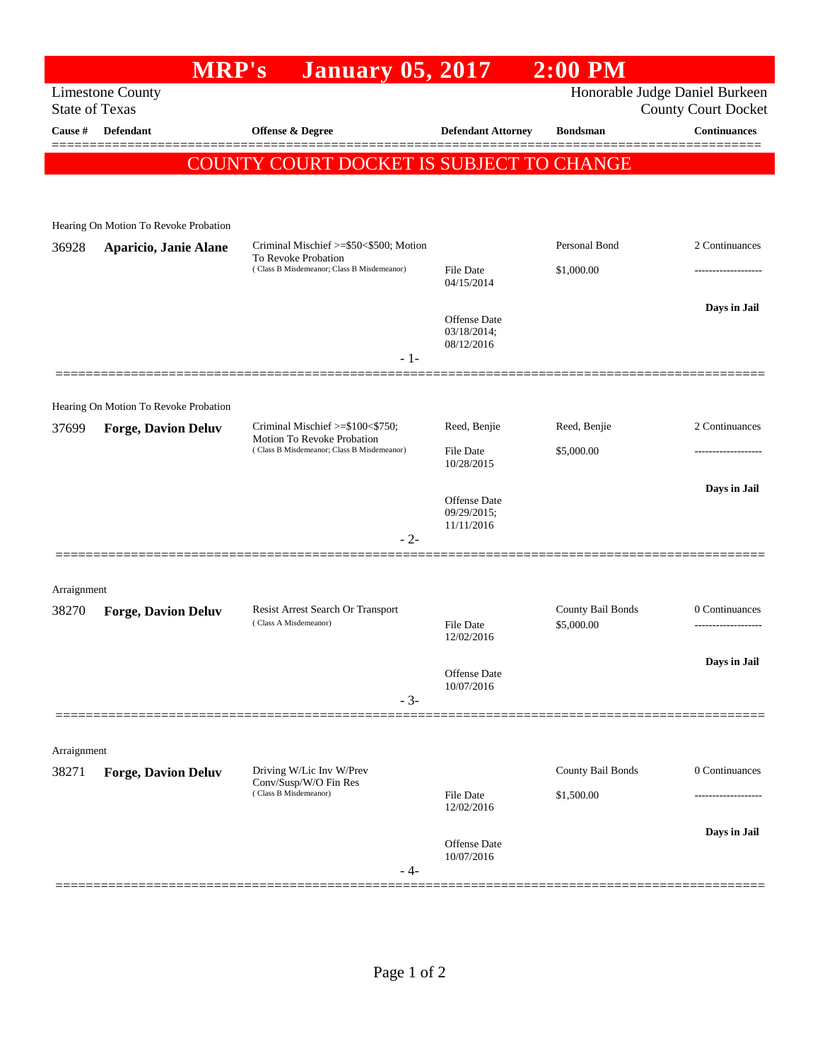# MRP's January 05, 2017 2:00 PM

Limestone County
State of Texas

Honorable Judge Daniel Burkeen
County Court Docket

| Cause # | Defendant | Offense & Degree | Defendant Attorney | Bondsman | Continuances |
|---|---|---|---|---|---|

## COUNTY COURT DOCKET IS SUBJECT TO CHANGE

Hearing On Motion To Revoke Probation

| Cause # | Defendant | Offense & Degree | Defendant Attorney | Bondsman | Continuances |
|---|---|---|---|---|---|
| 36928 | **Aparicio, Janie Alane** | Criminal Mischief >=$50<$500; Motion To Revoke Probation (Class B Misdemeanor; Class B Misdemeanor) | File Date 04/15/2014; Offense Date 03/18/2014; 08/12/2016 | Personal Bond $1,000.00 | 2 Continuances; Days in Jail |

- 1-

Hearing On Motion To Revoke Probation

| Cause # | Defendant | Offense & Degree | Defendant Attorney | Bondsman | Continuances |
|---|---|---|---|---|---|
| 37699 | **Forge, Davion Deluv** | Criminal Mischief >=$100<$750; Motion To Revoke Probation (Class B Misdemeanor; Class B Misdemeanor) | Reed, Benjie; File Date 10/28/2015; Offense Date 09/29/2015; 11/11/2016 | Reed, Benjie $5,000.00 | 2 Continuances; Days in Jail |

- 2-

Arraignment

| Cause # | Defendant | Offense & Degree | Defendant Attorney | Bondsman | Continuances |
|---|---|---|---|---|---|
| 38270 | **Forge, Davion Deluv** | Resist Arrest Search Or Transport (Class A Misdemeanor) | File Date 12/02/2016; Offense Date 10/07/2016 | County Bail Bonds $5,000.00 | 0 Continuances; Days in Jail |

- 3-

Arraignment

| Cause # | Defendant | Offense & Degree | Defendant Attorney | Bondsman | Continuances |
|---|---|---|---|---|---|
| 38271 | **Forge, Davion Deluv** | Driving W/Lic Inv W/Prev Conv/Susp/W/O Fin Res (Class B Misdemeanor) | File Date 12/02/2016; Offense Date 10/07/2016 | County Bail Bonds $1,500.00 | 0 Continuances; Days in Jail |

- 4-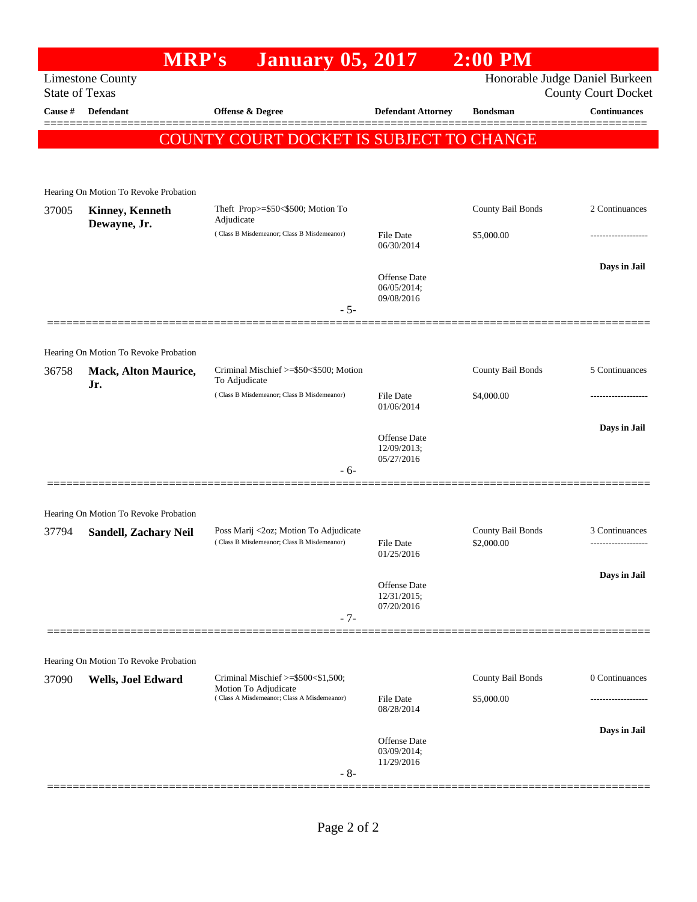# MRP's January 05, 2017 2:00 PM

Limestone County
State of Texas

Honorable Judge Daniel Burkeen
County Court Docket

| Cause # | Defendant | Offense & Degree | Defendant Attorney | Bondsman | Continuances |
|---|---|---|---|---|---|

## COUNTY COURT DOCKET IS SUBJECT TO CHANGE

Hearing On Motion To Revoke Probation

| | | | | | |
|---|---|---|---|---|---|
| 37005 | **Kinney, Kenneth Dewayne, Jr.** | Theft Prop>=$50<$500; Motion To Adjudicate ( Class B Misdemeanor; Class B Misdemeanor) | File Date 06/30/2014<br>Offense Date 06/05/2014; 09/08/2016 | County Bail Bonds<br>$5,000.00 | 2 Continuances<br>-------------------<br>**Days in Jail** |

- 5-

Hearing On Motion To Revoke Probation

| | | | | | |
|---|---|---|---|---|---|
| 36758 | **Mack, Alton Maurice, Jr.** | Criminal Mischief >=$50<$500; Motion To Adjudicate ( Class B Misdemeanor; Class B Misdemeanor) | File Date 01/06/2014<br>Offense Date 12/09/2013; 05/27/2016 | County Bail Bonds<br>$4,000.00 | 5 Continuances<br>-------------------<br>**Days in Jail** |

- 6-

Hearing On Motion To Revoke Probation

| | | | | | |
|---|---|---|---|---|---|
| 37794 | **Sandell, Zachary Neil** | Poss Marij <2oz; Motion To Adjudicate ( Class B Misdemeanor; Class B Misdemeanor) | File Date 01/25/2016<br>Offense Date 12/31/2015; 07/20/2016 | County Bail Bonds<br>$2,000.00 | 3 Continuances<br>-------------------<br>**Days in Jail** |

- 7-

Hearing On Motion To Revoke Probation

| | | | | | |
|---|---|---|---|---|---|
| 37090 | **Wells, Joel Edward** | Criminal Mischief >=$500<$1,500; Motion To Adjudicate ( Class A Misdemeanor; Class A Misdemeanor) | File Date 08/28/2014<br>Offense Date 03/09/2014; 11/29/2016 | County Bail Bonds<br>$5,000.00 | 0 Continuances<br>-------------------<br>**Days in Jail** |

- 8-